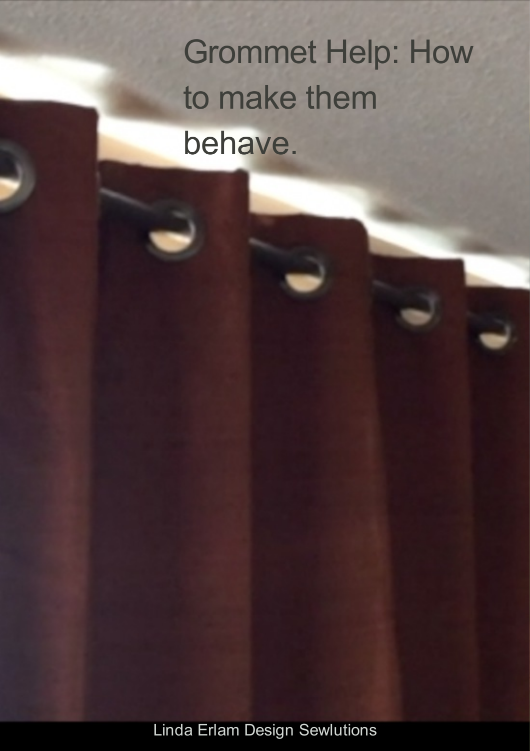# Grommet Help: How to make them behave.

Linda Erlam Design Sewlutions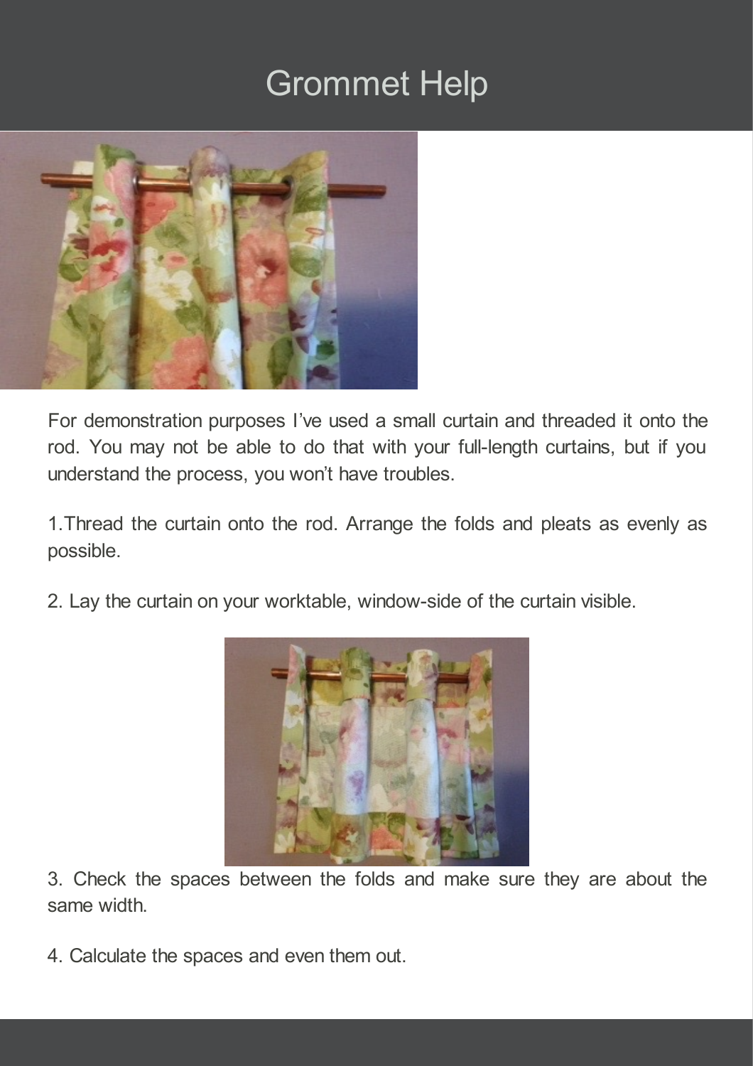# Grommet Help

For demonstration purposes I’ve used a small curtain and threaded it onto the rod. You may not be able to do that with your full-length curtains, but if you understand the process, you won’t have troubles.

1.Thread the curtain onto the rod. Arrange the folds and pleats as evenly as possible.

2. Lay the curtain on your worktable, window-side of the curtain visible.

3. Check the spaces between the folds and make sure they are about the same width.

4. Calculate the spaces and even them out.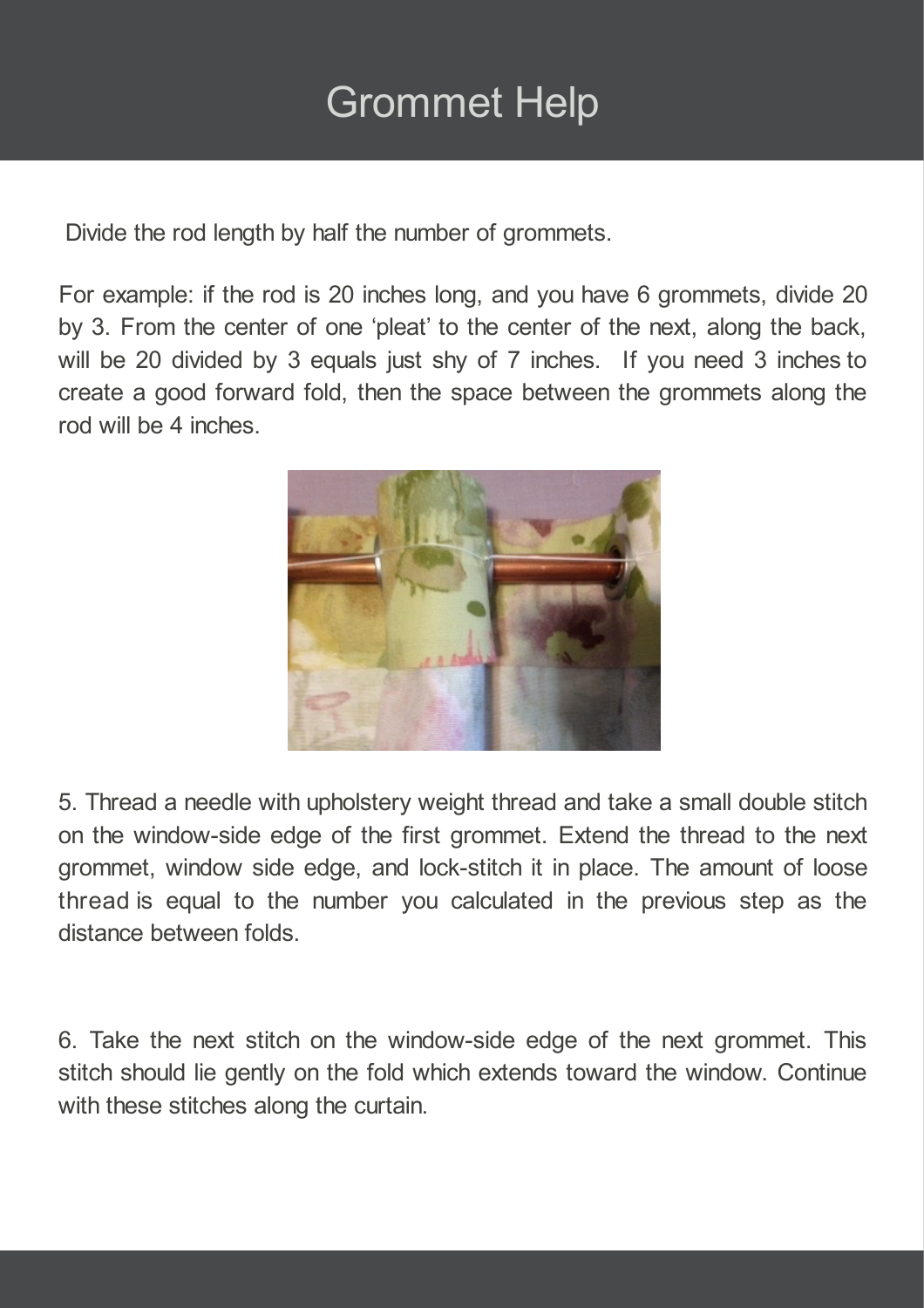# Grommet Help

Divide the rod length by half the number of grommets.

For example: if the rod is 20 inches long, and you have 6 grommets, divide 20 by 3. From the center of one ‘pleat’ to the center of the next, along the back, will be 20 divided by 3 equals just shy of 7 inches. If you need 3 inches to create a good forward fold, then the space between the grommets along the rod will be 4 inches.

5. Thread a needle with upholstery weight thread and take a small double stitch on the window-side edge of the first grommet. Extend the thread to the next grommet, window side edge, and lock-stitch it in place. The amount of loose thread is equal to the number you calculated in the previous step as the distance between folds.

6. Take the next stitch on the window-side edge of the next grommet. This stitch should lie gently on the fold which extends toward the window. Continue with these stitches along the curtain.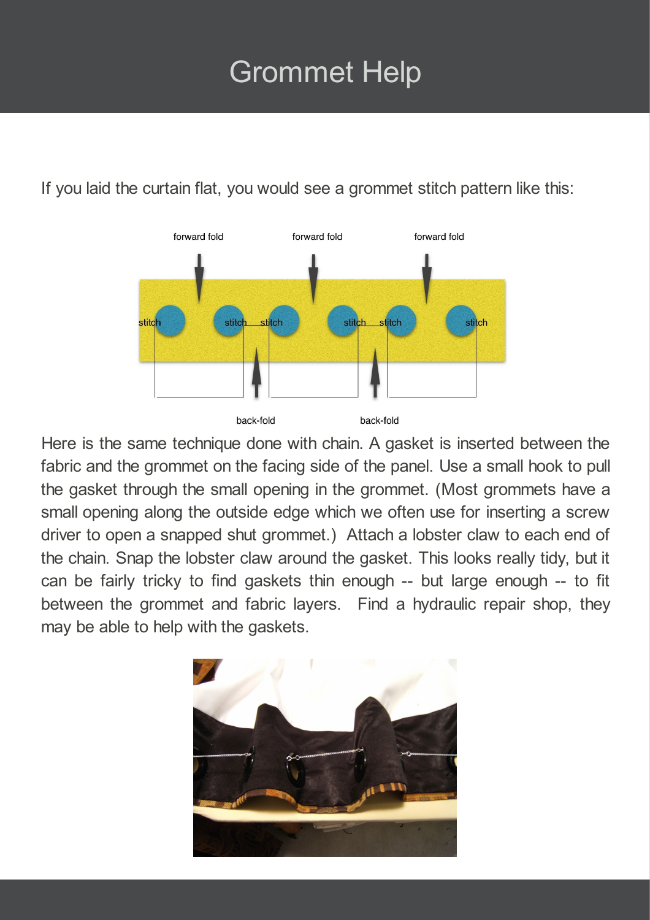# Grommet Help

If you laid the curtain flat, you would see a grommet stitch pattern like this:

forward fold

forward fold

forward fold

stitch

stitch

stitch

stitch

stitch

stitch

back-fold

back-fold

Here is the same technique done with chain. A gasket is inserted between the fabric and the grommet on the facing side of the panel. Use a small hook to pull the gasket through the small opening in the grommet. (Most grommets have a small opening along the outside edge which we often use for inserting a screw driver to open a snapped shut grommet.) Attach a lobster claw to each end of the chain. Snap the lobster claw around the gasket. This looks really tidy, but it can be fairly tricky to find gaskets thin enough -- but large enough -- to fit between the grommet and fabric layers. Find a hydraulic repair shop, they may be able to help with the gaskets.